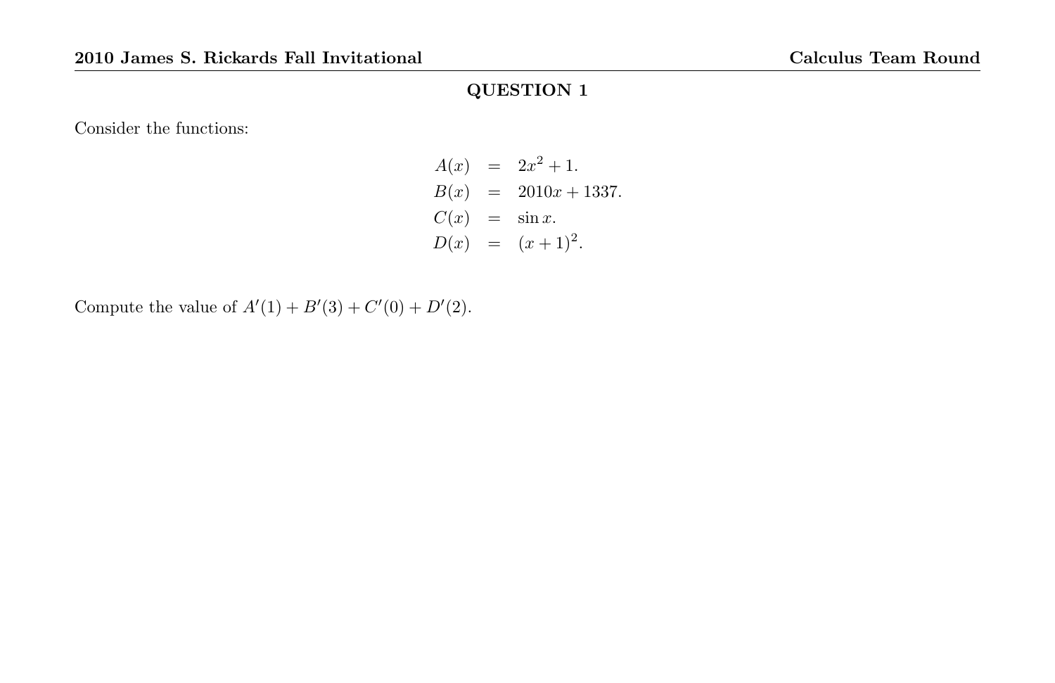## QUESTION 1

Consider the functions:

$$
\begin{aligned}
A(x) &= 2x^2 + 1. \\
B(x) &= 2010x + 1337. \\
C(x) &= \sin x. \\
D(x) &= (x+1)^2.
\end{aligned}
$$

Compute the value of $A'(1) + B'(3) + C'(0) + D'(2)$.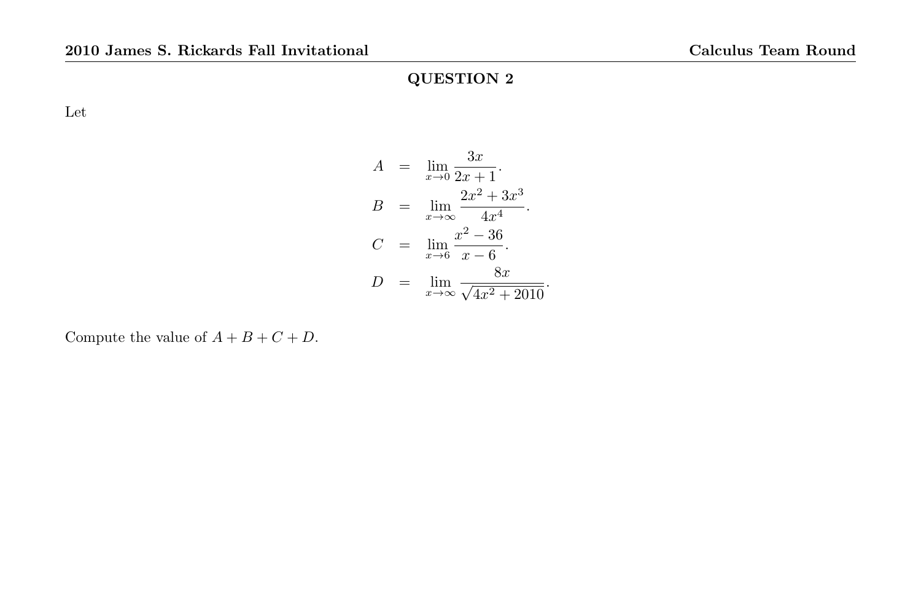## QUESTION 2

Let

$$
\begin{aligned}
A &= \lim_{x\to 0} \frac{3x}{2x+1}. \\
B &= \lim_{x\to \infty} \frac{2x^2+3x^3}{4x^4}. \\
C &= \lim_{x\to 6} \frac{x^2-36}{x-6}. \\
D &= \lim_{x\to \infty} \frac{8x}{\sqrt{4x^2+2010}}.
\end{aligned}
$$

Compute the value of $A+B+C+D$.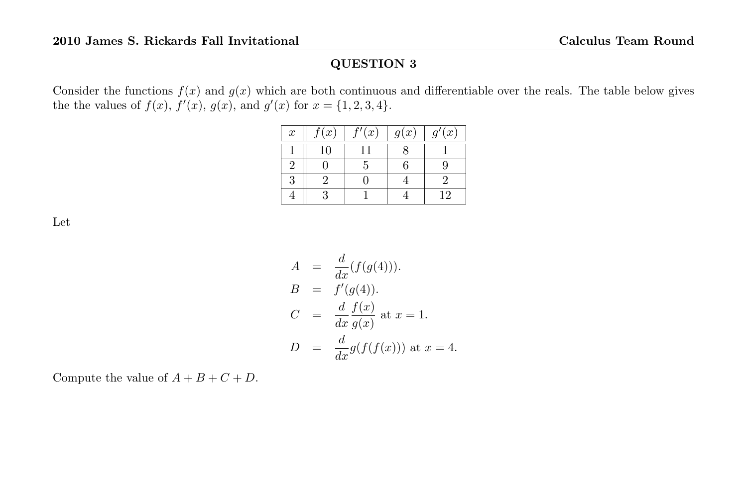## QUESTION 3

Consider the functions $f(x)$ and $g(x)$ which are both continuous and differentiable over the reals. The table below gives the the values of $f(x)$, $f'(x)$, $g(x)$, and $g'(x)$ for $x = \{1, 2, 3, 4\}$.

| $x$ | $f(x)$ | $f'(x)$ | $g(x)$ | $g'(x)$ |
|---|---|---|---|---|
| 1 | 10 | 11 | 8 | 1 |
| 2 | 0 | 5 | 6 | 9 |
| 3 | 2 | 0 | 4 | 2 |
| 4 | 3 | 1 | 4 | 12 |

Let

$$
\begin{aligned}
A &= \frac{d}{dx}(f(g(4))). \\
B &= f'(g(4)). \\
C &= \frac{d}{dx}\frac{f(x)}{g(x)} \text{ at } x = 1. \\
D &= \frac{d}{dx}g(f(f(x))) \text{ at } x = 4.
\end{aligned}
$$

Compute the value of $A + B + C + D$.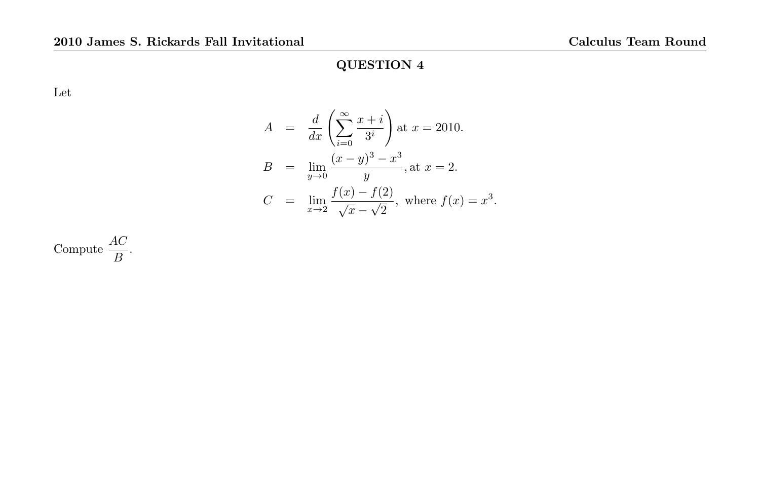## QUESTION 4

Let

$$
\begin{aligned}
A &= \frac{d}{dx}\left(\sum_{i=0}^{\infty} \frac{x+i}{3^i}\right) \text{ at } x = 2010. \\
B &= \lim_{y \to 0} \frac{(x-y)^3 - x^3}{y}, \text{at } x = 2. \\
C &= \lim_{x \to 2} \frac{f(x) - f(2)}{\sqrt{x} - \sqrt{2}}, \text{ where } f(x) = x^3.
\end{aligned}
$$

Compute $\dfrac{AC}{B}$.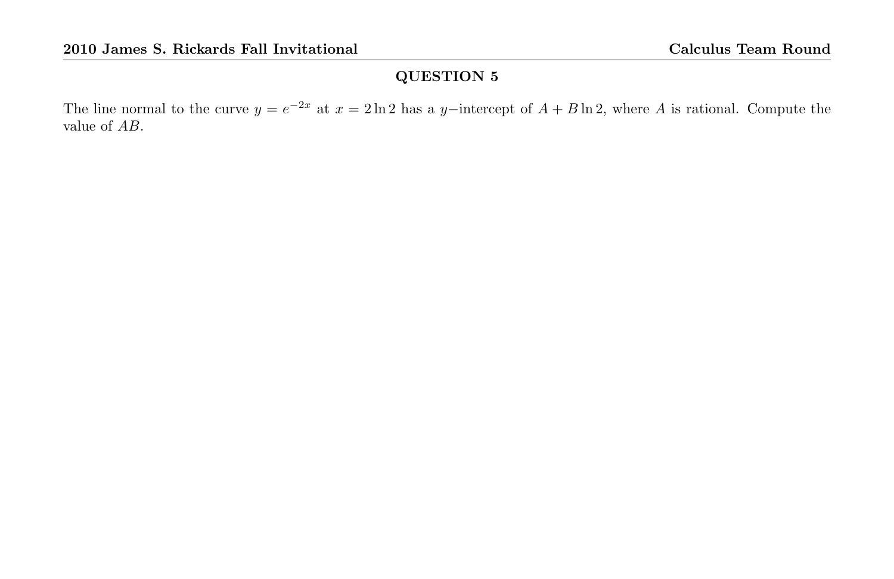## QUESTION 5

The line normal to the curve $y = e^{-2x}$ at $x = 2\ln 2$ has a $y$−intercept of $A + B\ln 2$, where $A$ is rational. Compute the value of $AB$.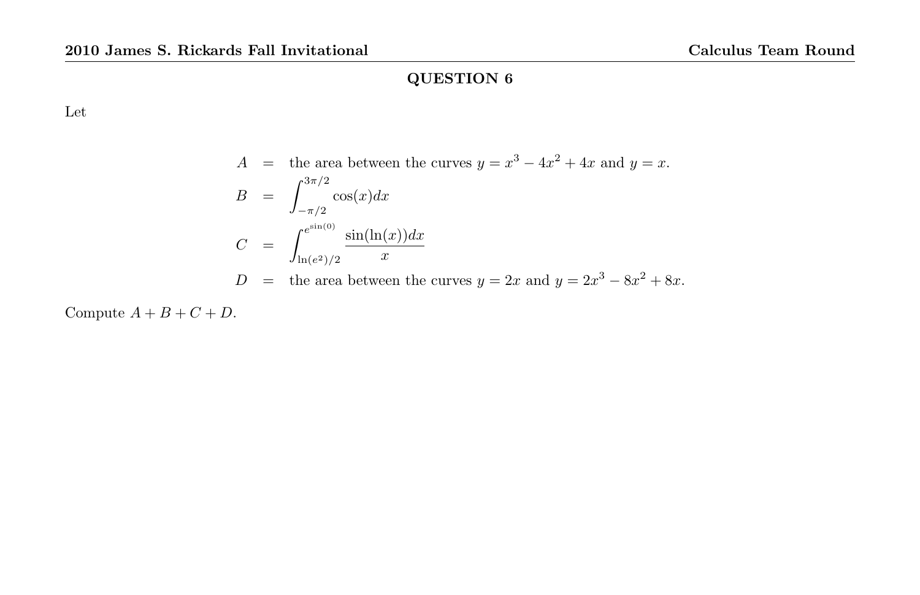## QUESTION 6

Let

$$
\begin{aligned}
A &= \text{the area between the curves } y = x^3 - 4x^2 + 4x \text{ and } y = x. \\
B &= \int_{-\pi/2}^{3\pi/2} \cos(x)dx \\
C &= \int_{\ln(e^2)/2}^{e^{\sin(0)}} \frac{\sin(\ln(x))dx}{x} \\
D &= \text{the area between the curves } y = 2x \text{ and } y = 2x^3 - 8x^2 + 8x.
\end{aligned}
$$

Compute $A + B + C + D$.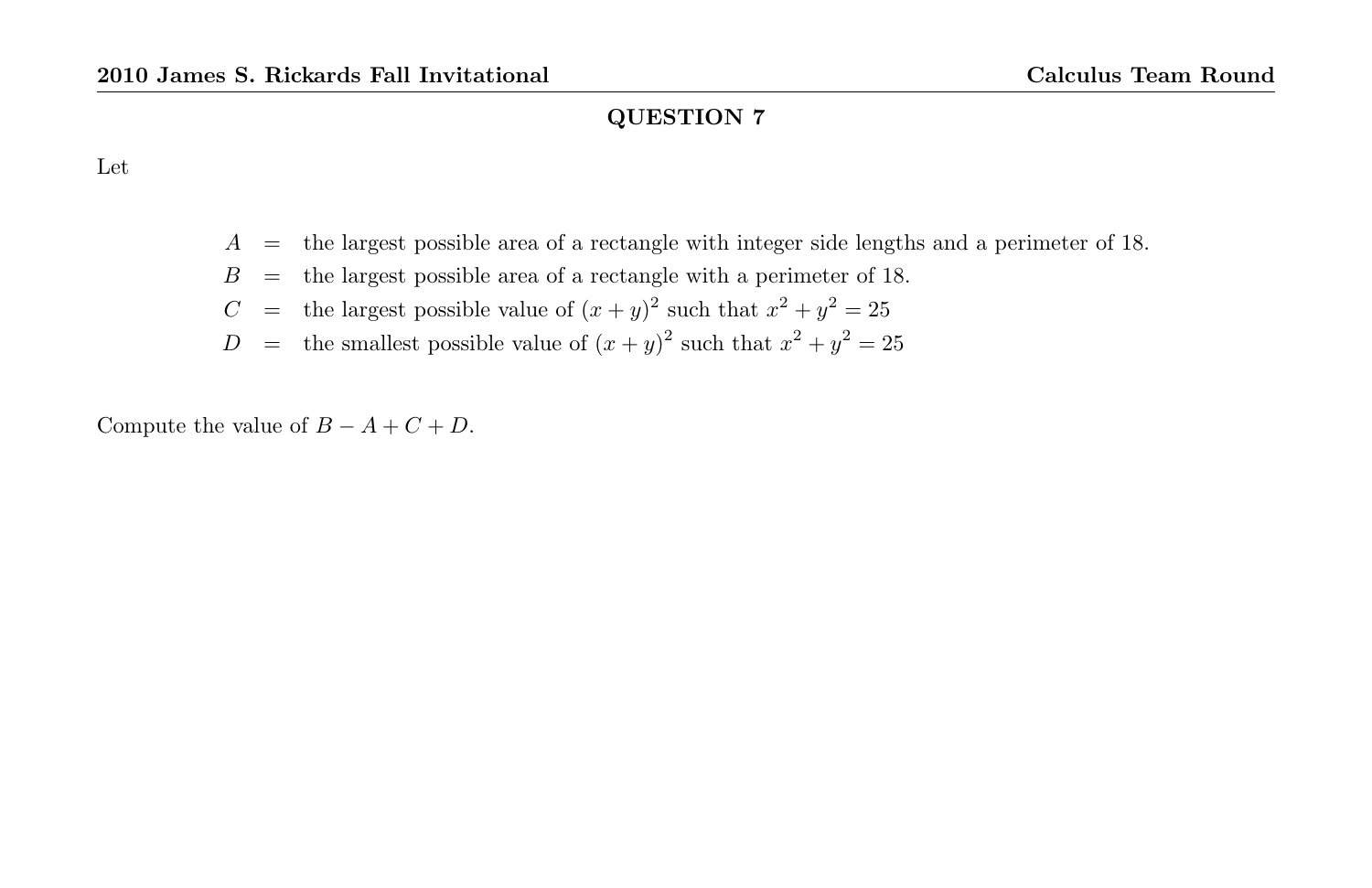## QUESTION 7

Let

$$
\begin{aligned}
A &= \text{the largest possible area of a rectangle with integer side lengths and a perimeter of 18.} \\
B &= \text{the largest possible area of a rectangle with a perimeter of 18.} \\
C &= \text{the largest possible value of } (x+y)^2 \text{ such that } x^2+y^2=25 \\
D &= \text{the smallest possible value of } (x+y)^2 \text{ such that } x^2+y^2=25
\end{aligned}
$$

Compute the value of $B - A + C + D$.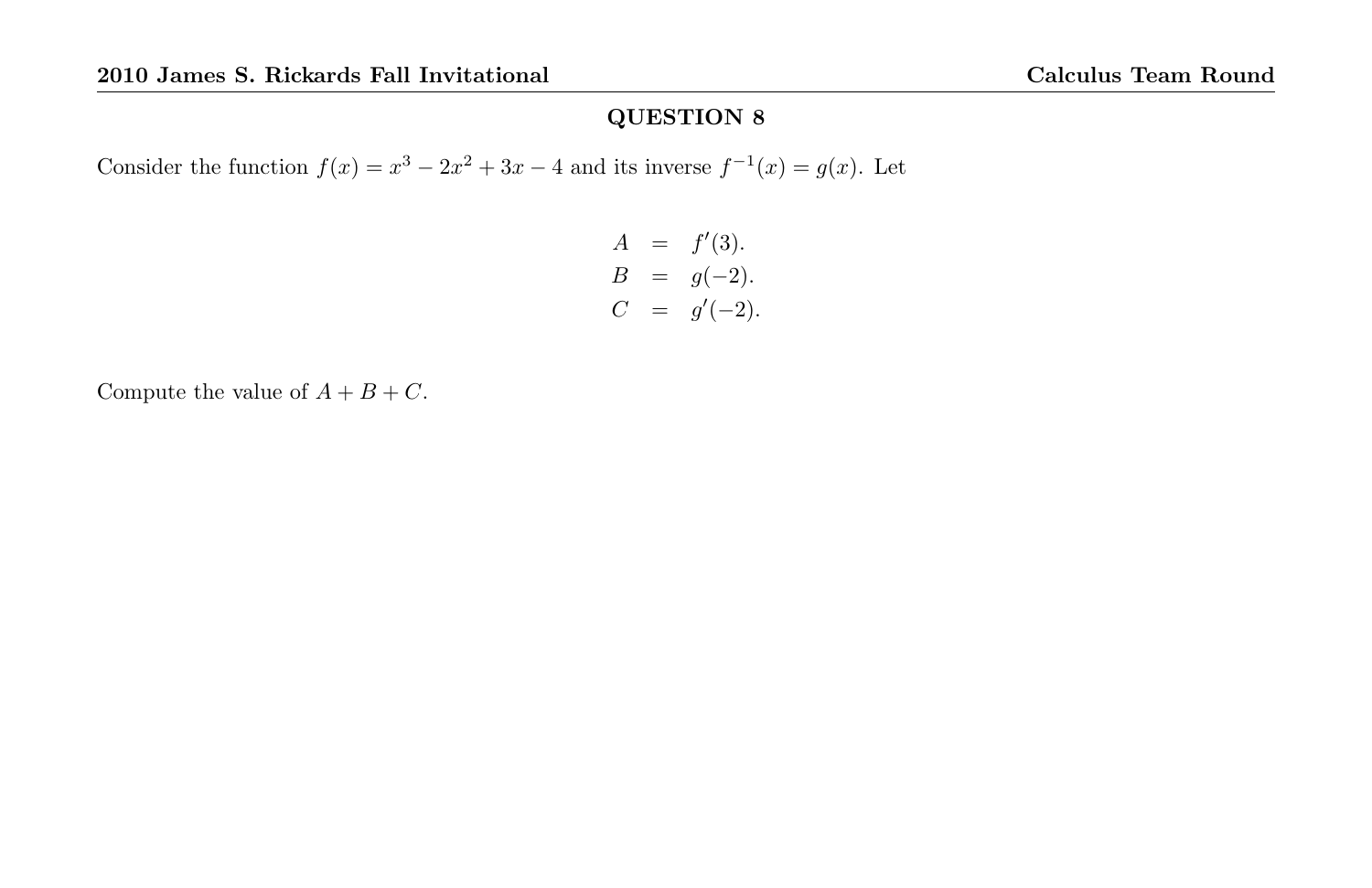## QUESTION 8

Consider the function $f(x) = x^3 - 2x^2 + 3x - 4$ and its inverse $f^{-1}(x) = g(x)$. Let

$$
\begin{aligned}
A &= f'(3). \\
B &= g(-2). \\
C &= g'(-2).
\end{aligned}
$$

Compute the value of $A + B + C$.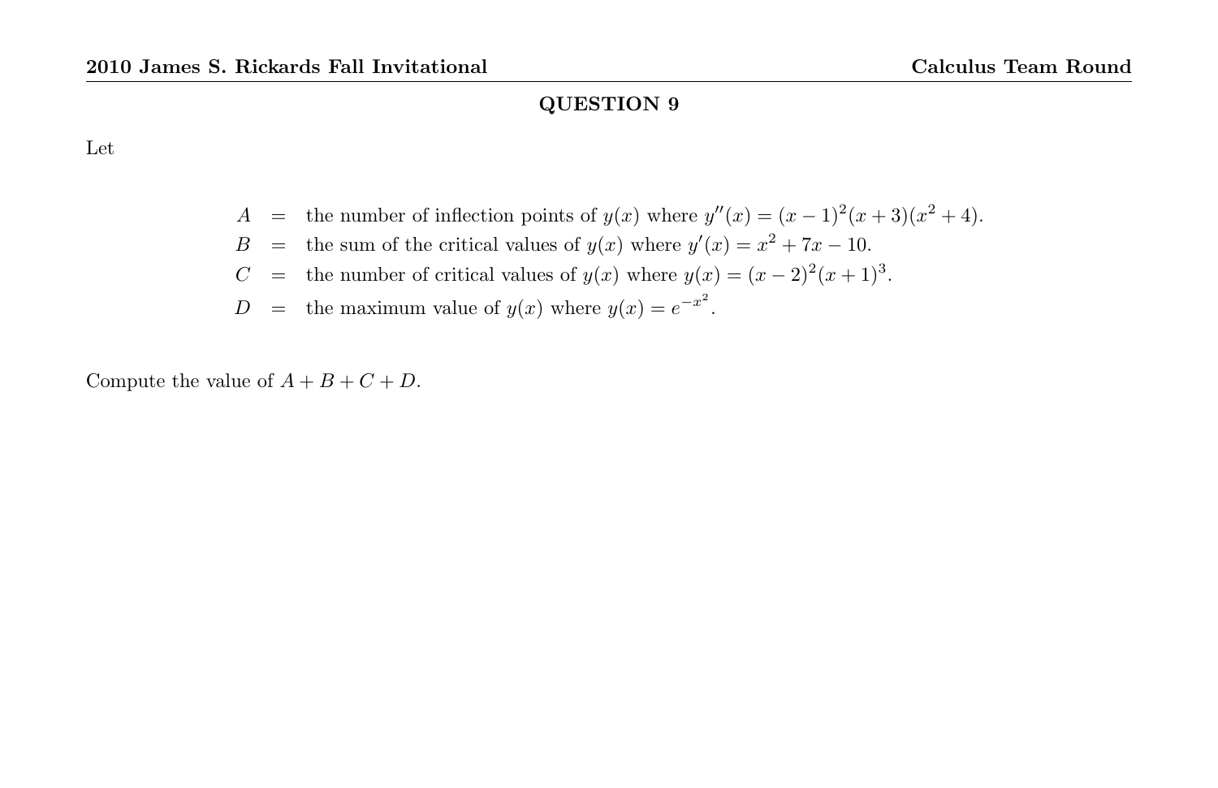## QUESTION 9

Let

$$
\begin{aligned}
A &= \text{the number of inflection points of } y(x) \text{ where } y''(x) = (x-1)^2(x+3)(x^2+4). \\
B &= \text{the sum of the critical values of } y(x) \text{ where } y'(x) = x^2 + 7x - 10. \\
C &= \text{the number of critical values of } y(x) \text{ where } y(x) = (x-2)^2(x+1)^3. \\
D &= \text{the maximum value of } y(x) \text{ where } y(x) = e^{-x^2}.
\end{aligned}
$$

Compute the value of $A + B + C + D$.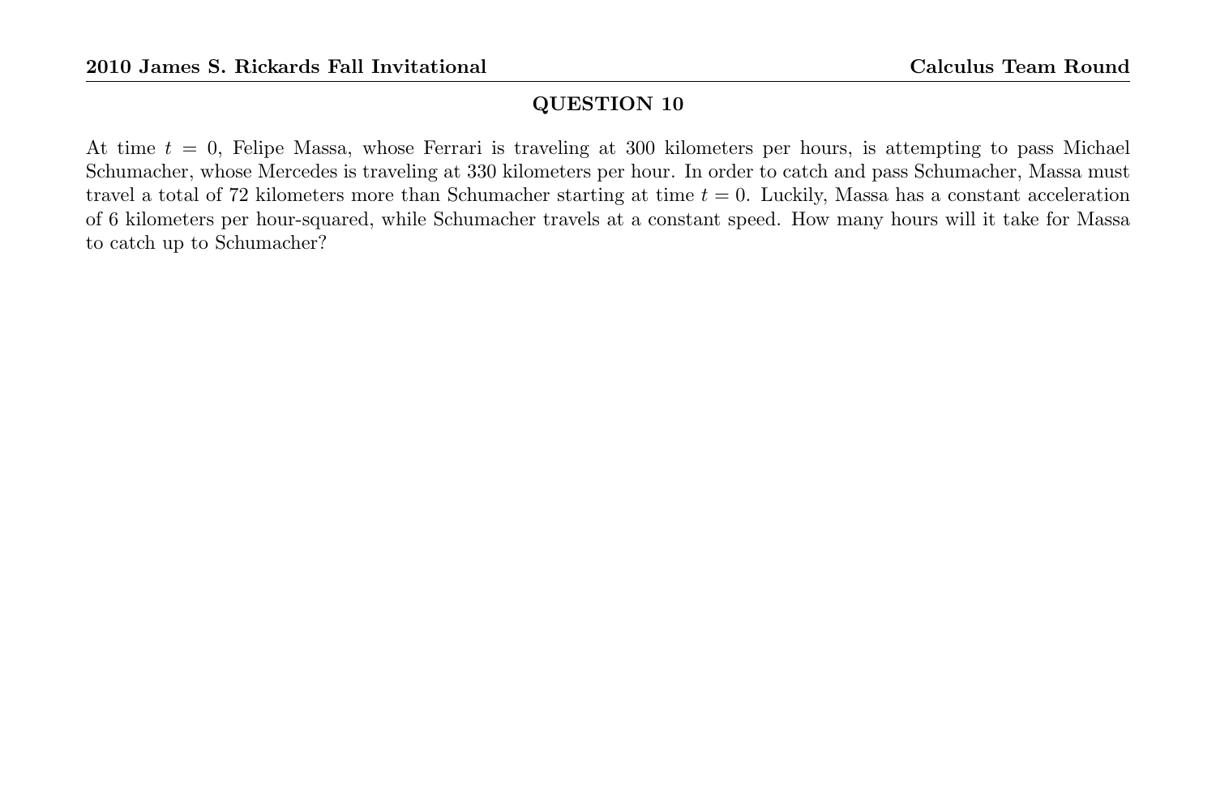## QUESTION 10

At time $t = 0$, Felipe Massa, whose Ferrari is traveling at 300 kilometers per hours, is attempting to pass Michael Schumacher, whose Mercedes is traveling at 330 kilometers per hour. In order to catch and pass Schumacher, Massa must travel a total of 72 kilometers more than Schumacher starting at time $t = 0$. Luckily, Massa has a constant acceleration of 6 kilometers per hour-squared, while Schumacher travels at a constant speed. How many hours will it take for Massa to catch up to Schumacher?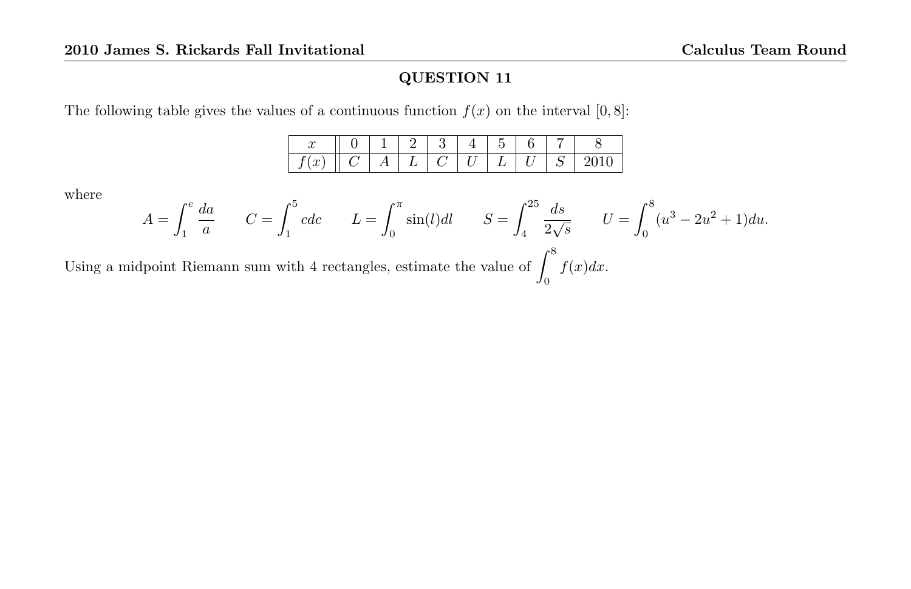## QUESTION 11

The following table gives the values of a continuous function $f(x)$ on the interval $[0, 8]$:

| $x$ | 0 | 1 | 2 | 3 | 4 | 5 | 6 | 7 | 8 |
|---|---|---|---|---|---|---|---|---|---|
| $f(x)$ | $C$ | $A$ | $L$ | $C$ | $U$ | $L$ | $U$ | $S$ | 2010 |

where

$$A = \int_1^e \frac{da}{a} \qquad C = \int_1^5 c\,dc \qquad L = \int_0^\pi \sin(l)\,dl \qquad S = \int_4^{25} \frac{ds}{2\sqrt{s}} \qquad U = \int_0^8 (u^3 - 2u^2 + 1)\,du.$$

Using a midpoint Riemann sum with 4 rectangles, estimate the value of $\int_0^8 f(x)dx$.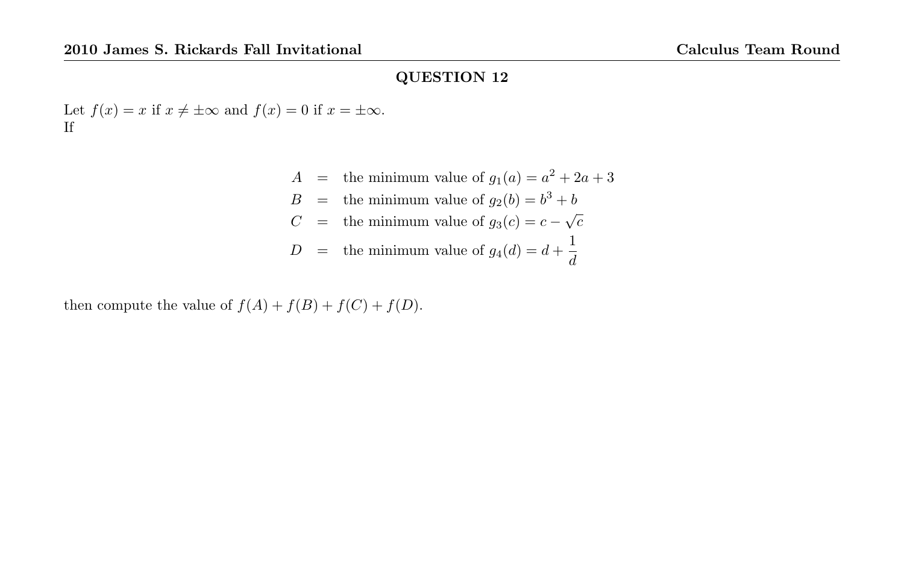## QUESTION 12

Let $f(x) = x$ if $x \neq \pm\infty$ and $f(x) = 0$ if $x = \pm\infty$.
If

$$
\begin{aligned}
A &= \text{ the minimum value of } g_1(a) = a^2 + 2a + 3 \\
B &= \text{ the minimum value of } g_2(b) = b^3 + b \\
C &= \text{ the minimum value of } g_3(c) = c - \sqrt{c} \\
D &= \text{ the minimum value of } g_4(d) = d + \frac{1}{d}
\end{aligned}
$$

then compute the value of $f(A) + f(B) + f(C) + f(D)$.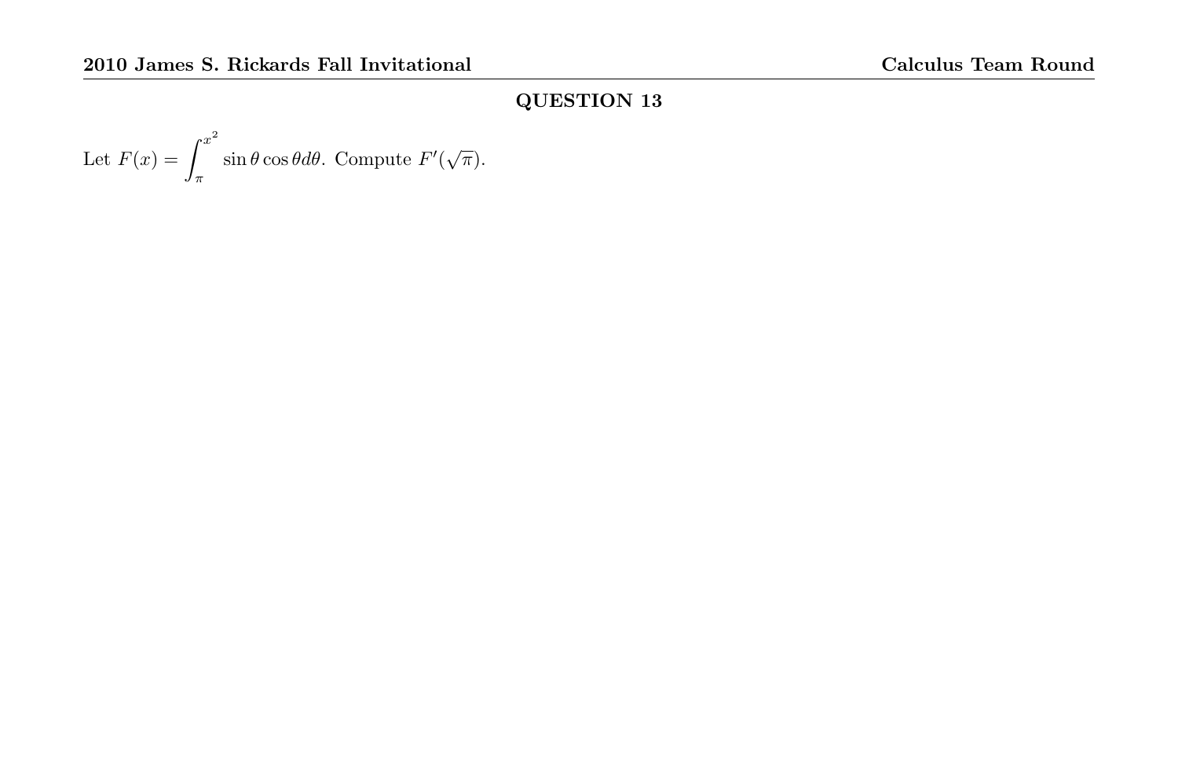## QUESTION 13

Let $F(x) = \int_{\pi}^{x^2} \sin\theta \cos\theta d\theta$. Compute $F'(\sqrt{\pi})$.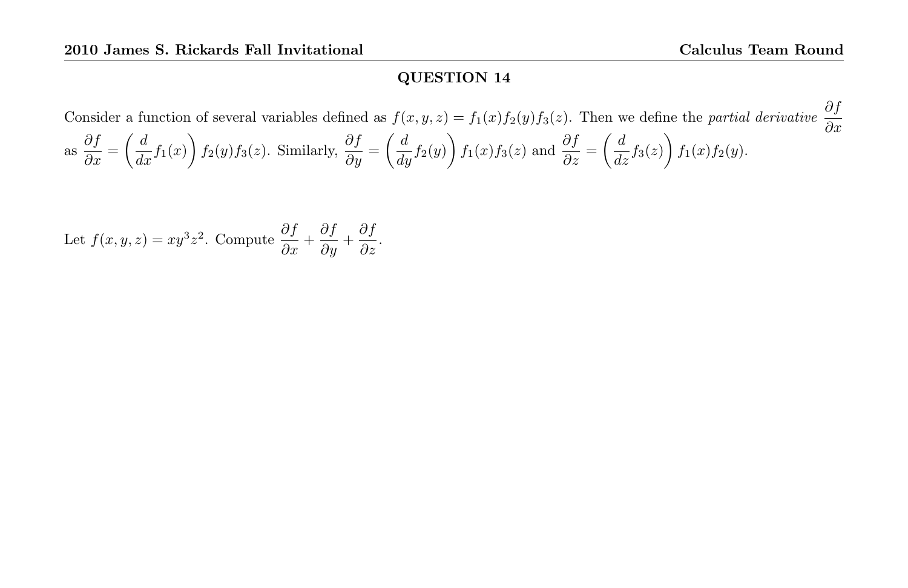## QUESTION 14

Consider a function of several variables defined as $f(x, y, z) = f_1(x)f_2(y)f_3(z)$. Then we define the *partial derivative* $\dfrac{\partial f}{\partial x}$ as $\dfrac{\partial f}{\partial x} = \left(\dfrac{d}{dx}f_1(x)\right) f_2(y)f_3(z)$. Similarly, $\dfrac{\partial f}{\partial y} = \left(\dfrac{d}{dy}f_2(y)\right) f_1(x)f_3(z)$ and $\dfrac{\partial f}{\partial z} = \left(\dfrac{d}{dz}f_3(z)\right) f_1(x)f_2(y)$.

Let $f(x, y, z) = xy^3z^2$. Compute $\dfrac{\partial f}{\partial x} + \dfrac{\partial f}{\partial y} + \dfrac{\partial f}{\partial z}$.